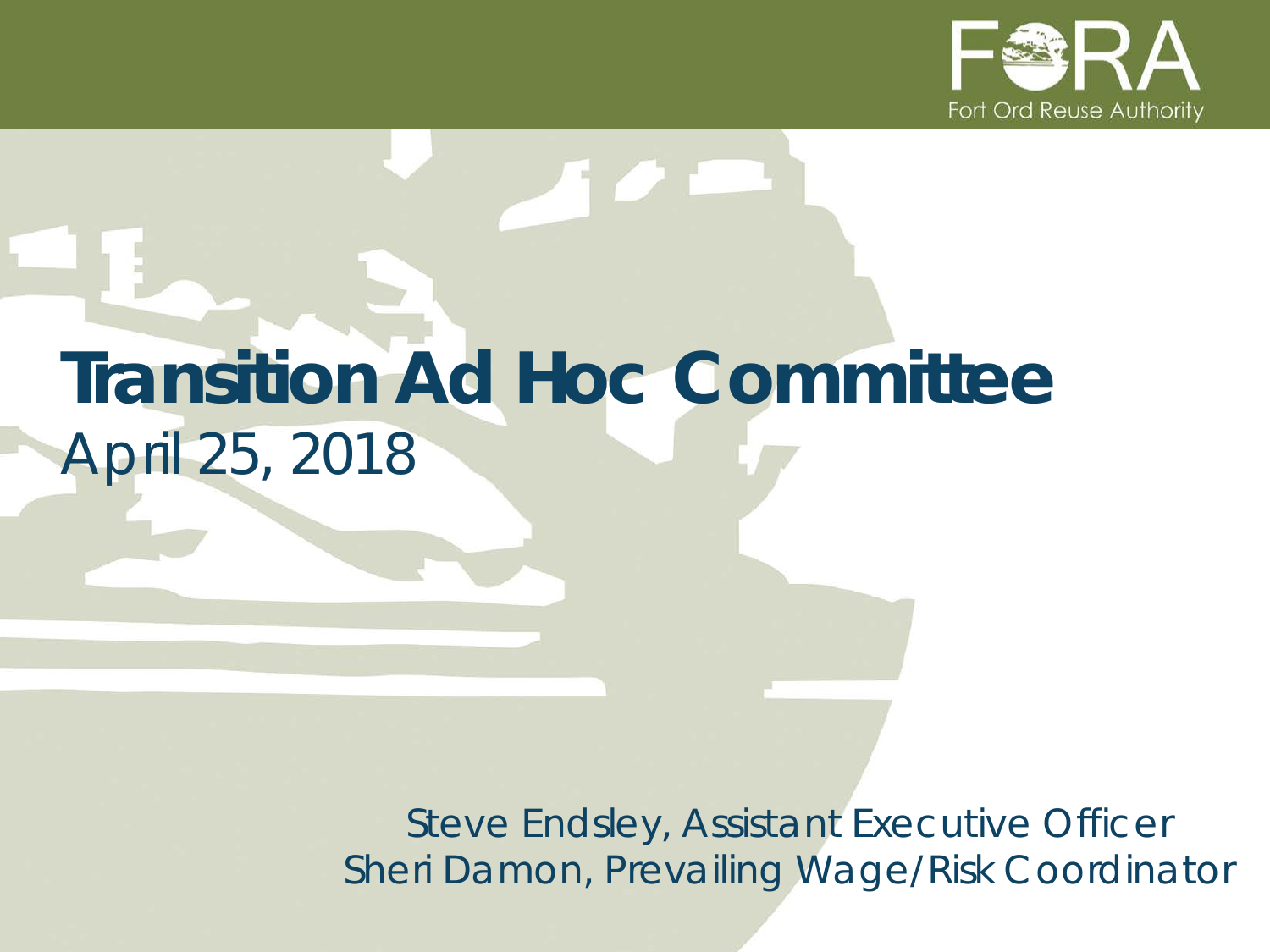FORA Fort Ord Reuse Authority

# Transition Ad Hoc Committee

April 25, 2018

Steve Endsley, Assistant Executive Officer
Sheri Damon, Prevailing Wage/Risk Coordinator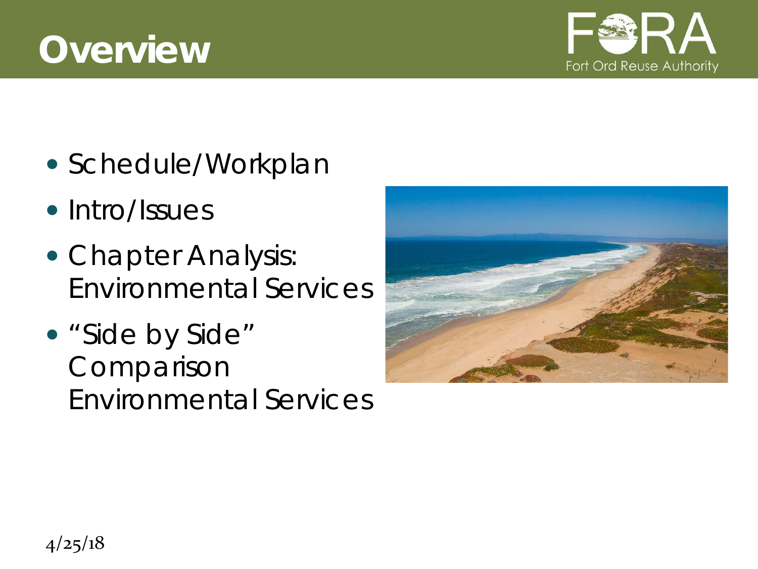# Overview

- Schedule/Workplan
- Intro/Issues
- Chapter Analysis: Environmental Services
- "Side by Side" Comparison Environmental Services

4/25/18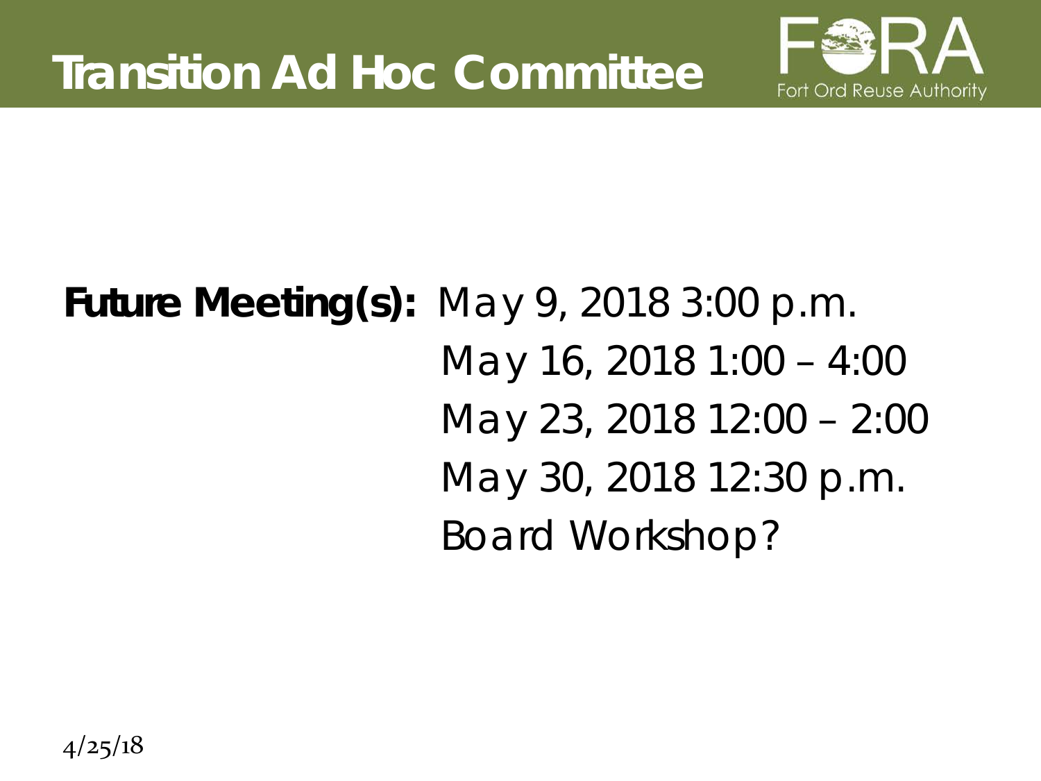# Transition Ad Hoc Committee

FORA
Fort Ord Reuse Authority

**Future Meeting(s):** May 9, 2018 3:00 p.m.
May 16, 2018 1:00 – 4:00
May 23, 2018 12:00 – 2:00
May 30, 2018 12:30 p.m.
Board Workshop?

4/25/18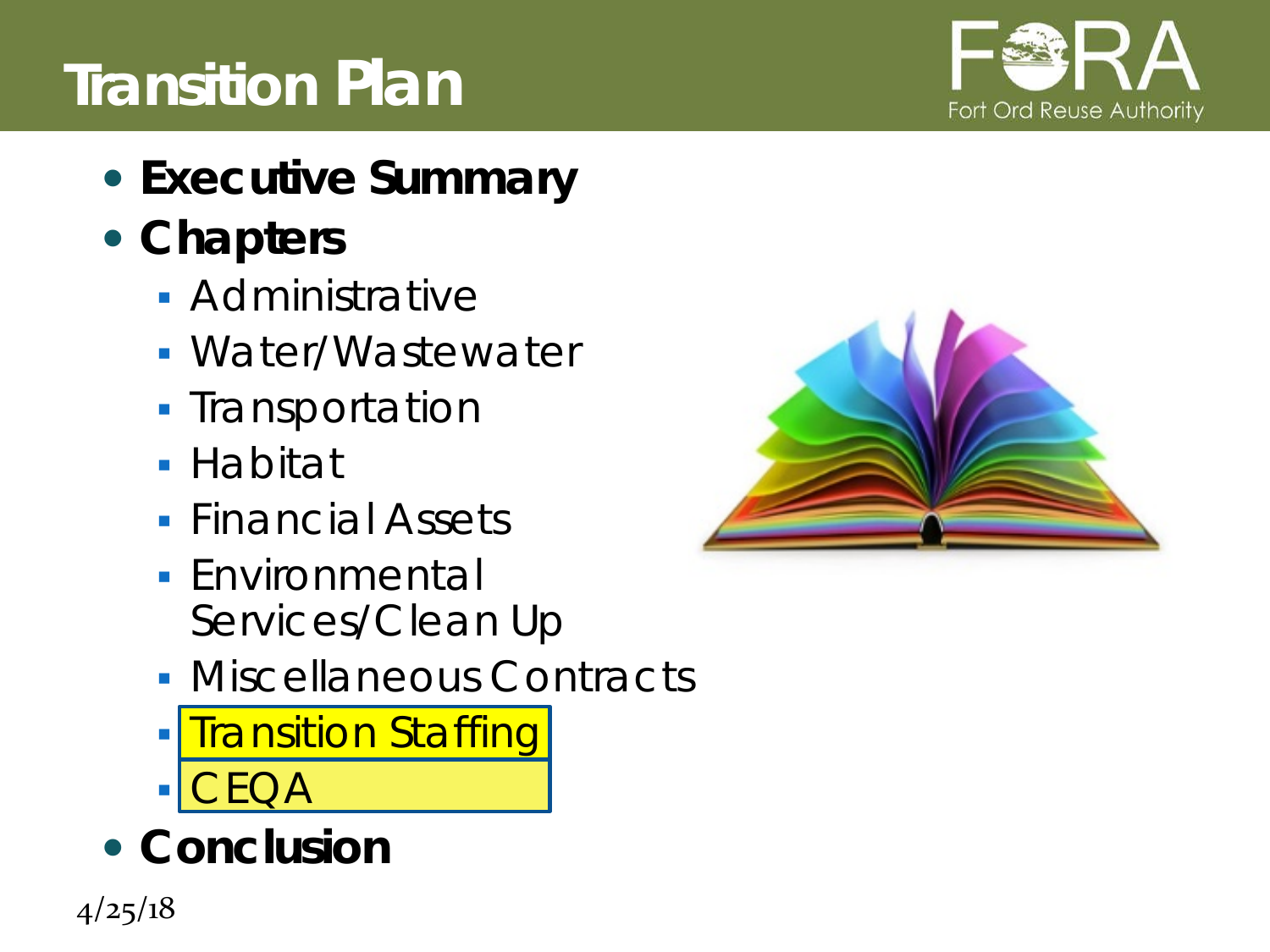# Transition Plan

- **Executive Summary**
- **Chapters**
  - Administrative
  - Water/Wastewater
  - Transportation
  - Habitat
  - Financial Assets
  - Environmental Services/Clean Up
  - Miscellaneous Contracts
  - Transition Staffing
  - CEQA
- **Conclusion**

4/25/18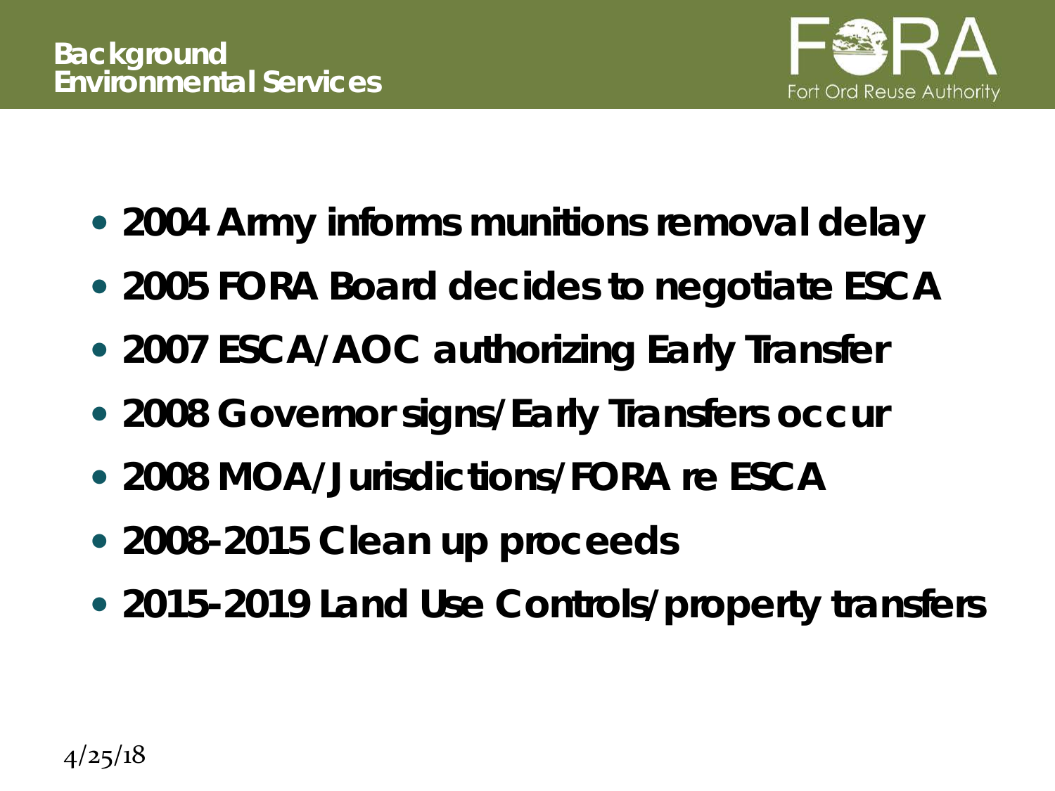## Background
## Environmental Services

- 2004 Army informs munitions removal delay
- 2005 FORA Board decides to negotiate ESCA
- 2007 ESCA/AOC authorizing Early Transfer
- 2008 Governor signs/Early Transfers occur
- 2008 MOA/Jurisdictions/FORA re ESCA
- 2008-2015 Clean up proceeds
- 2015-2019 Land Use Controls/property transfers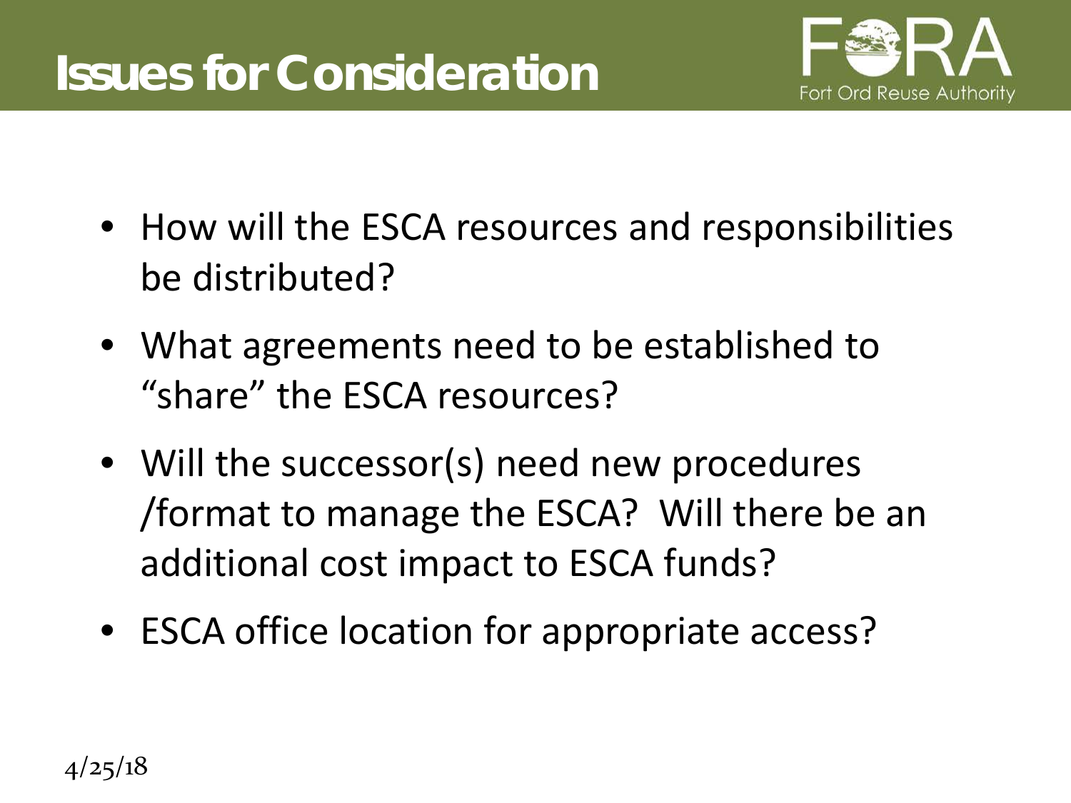# Issues for Consideration

- How will the ESCA resources and responsibilities be distributed?
- What agreements need to be established to "share" the ESCA resources?
- Will the successor(s) need new procedures /format to manage the ESCA? Will there be an additional cost impact to ESCA funds?
- ESCA office location for appropriate access?

4/25/18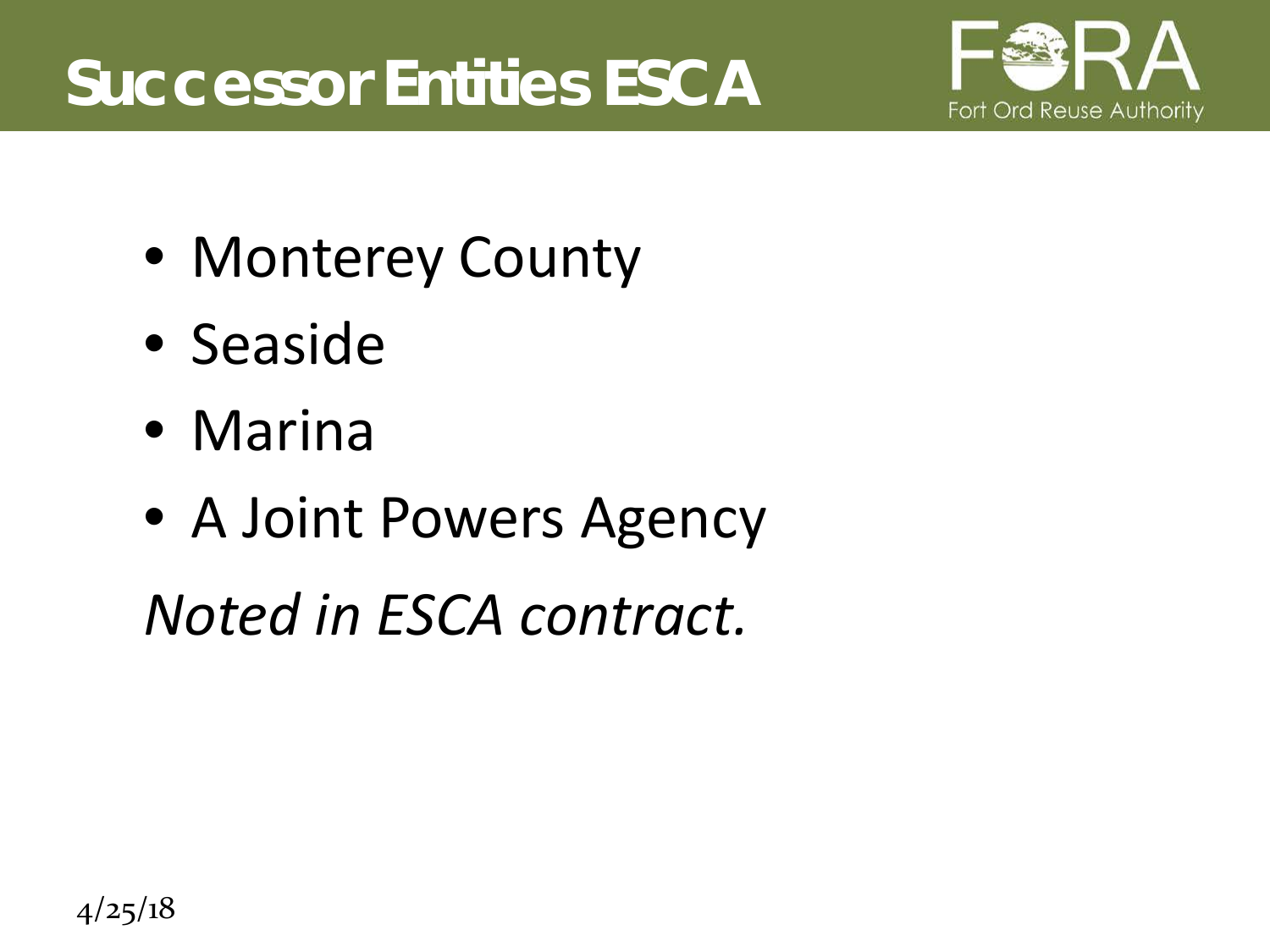# Successor Entities ESCA

- Monterey County
- Seaside
- Marina
- A Joint Powers Agency

*Noted in ESCA contract.*

4/25/18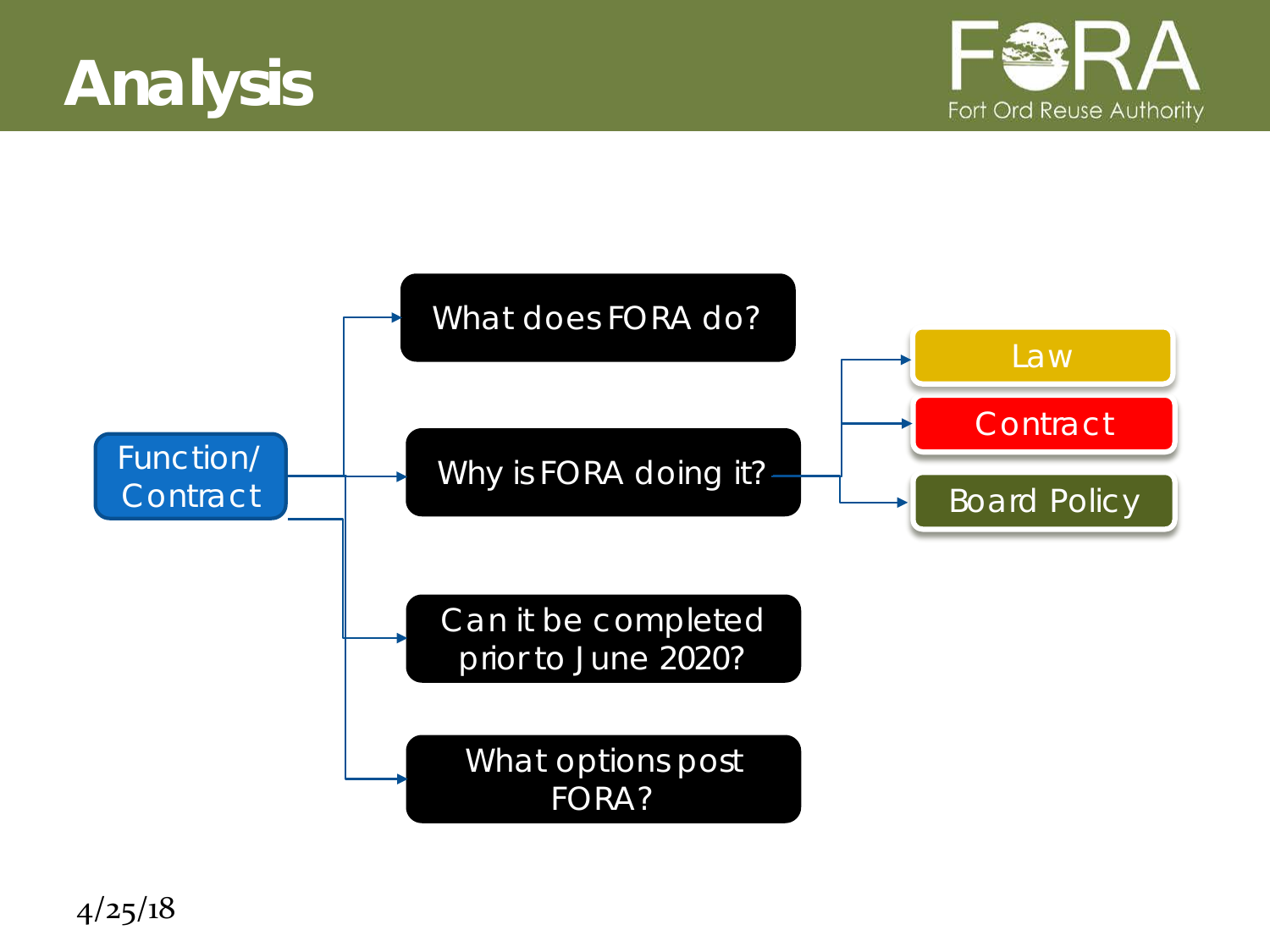# Analysis

- Function/ Contract
  - What does FORA do?
  - Why is FORA doing it?
    - Law
    - Contract
    - Board Policy
  - Can it be completed prior to June 2020?
  - What options post FORA?

4/25/18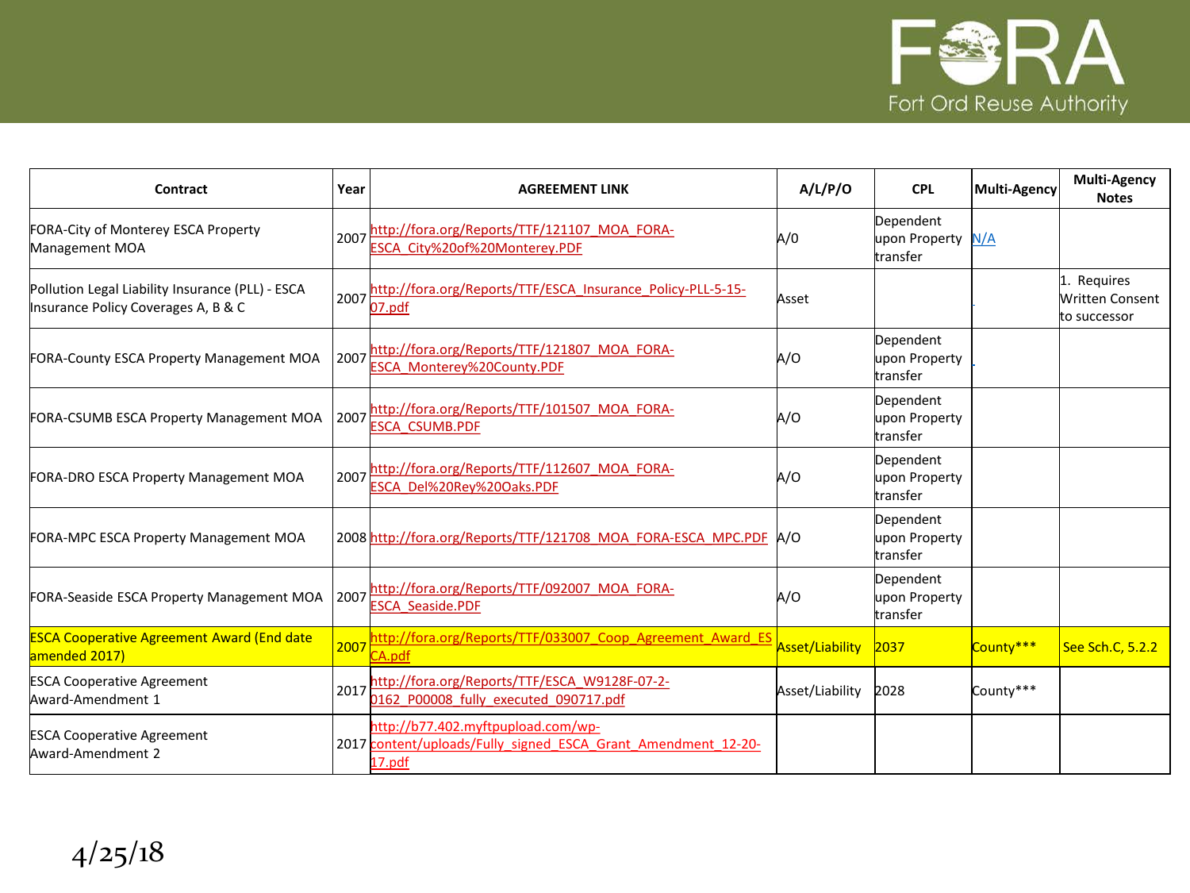| Contract | Year | AGREEMENT LINK | A/L/P/O | CPL | Multi-Agency | Multi-Agency Notes |
|---|---|---|---|---|---|---|
| FORA-City of Monterey ESCA Property Management MOA | 2007 | http://fora.org/Reports/TTF/121107_MOA_FORA-ESCA_City%20of%20Monterey.PDF | A/0 | Dependent upon Property transfer | N/A | |
| Pollution Legal Liability Insurance (PLL) - ESCA Insurance Policy Coverages A, B & C | 2007 | http://fora.org/Reports/TTF/ESCA_Insurance_Policy-PLL-5-15-07.pdf | Asset | | | 1. Requires Written Consent to successor |
| FORA-County ESCA Property Management MOA | 2007 | http://fora.org/Reports/TTF/121807_MOA_FORA-ESCA_Monterey%20County.PDF | A/O | Dependent upon Property transfer | | |
| FORA-CSUMB ESCA Property Management MOA | 2007 | http://fora.org/Reports/TTF/101507_MOA_FORA-ESCA_CSUMB.PDF | A/O | Dependent upon Property transfer | | |
| FORA-DRO ESCA Property Management MOA | 2007 | http://fora.org/Reports/TTF/112607_MOA_FORA-ESCA_Del%20Rey%20Oaks.PDF | A/O | Dependent upon Property transfer | | |
| FORA-MPC ESCA Property Management MOA | 2008 | http://fora.org/Reports/TTF/121708_MOA_FORA-ESCA_MPC.PDF | A/O | Dependent upon Property transfer | | |
| FORA-Seaside ESCA Property Management MOA | 2007 | http://fora.org/Reports/TTF/092007_MOA_FORA-ESCA_Seaside.PDF | A/O | Dependent upon Property transfer | | |
| ESCA Cooperative Agreement Award (End date amended 2017) | 2007 | http://fora.org/Reports/TTF/033007_Coop_Agreement_Award_ESCA.pdf | Asset/Liability | 2037 | County*** | See Sch.C, 5.2.2 |
| ESCA Cooperative Agreement Award-Amendment 1 | 2017 | http://fora.org/Reports/TTF/ESCA_W9128F-07-2-0162_P00008_fully_executed_090717.pdf | Asset/Liability | 2028 | County*** | |
| ESCA Cooperative Agreement Award-Amendment 2 | 2017 | http://b77.402.myftpupload.com/wp-content/uploads/Fully_signed_ESCA_Grant_Amendment_12-20-17.pdf | | | | |

4/25/18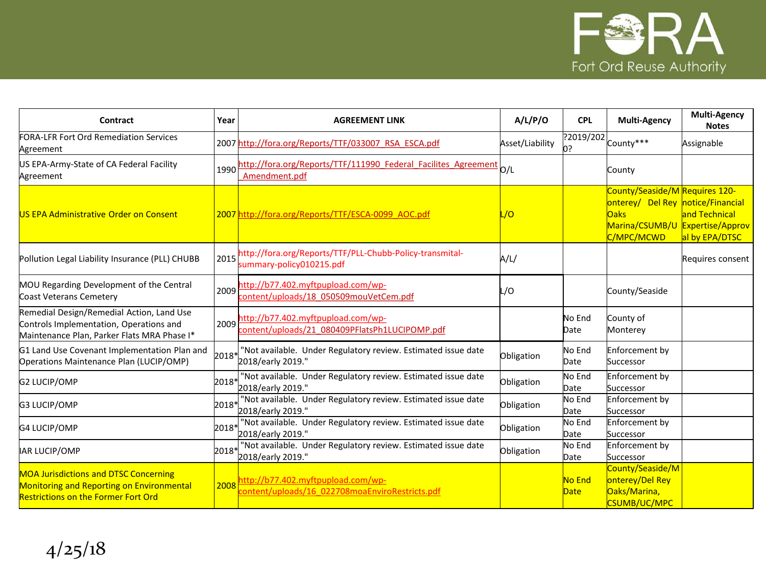| Contract | Year | AGREEMENT LINK | A/L/P/O | CPL | Multi-Agency | Multi-Agency Notes |
|---|---|---|---|---|---|---|
| FORA-LFR Fort Ord Remediation Services Agreement | 2007 | http://fora.org/Reports/TTF/033007_RSA_ESCA.pdf | Asset/Liability | ?2019/2020? | County*** | Assignable |
| US EPA-Army-State of CA Federal Facility Agreement | 1990 | http://fora.org/Reports/TTF/111990_Federal_Facilites_Agreement_Amendment.pdf | O/L | | County | |
| US EPA Administrative Order on Consent | 2007 | http://fora.org/Reports/TTF/ESCA-0099_AOC.pdf | L/O | | County/Seaside/Monterey/ Del Rey Oaks Marina/CSUMB/UC/MPC/MCWD | Requires 120-notice/Financial and Technical Expertise/Approval by EPA/DTSC |
| Pollution Legal Liability Insurance (PLL) CHUBB | 2015 | http://fora.org/Reports/TTF/PLL-Chubb-Policy-transmital-summary-policy010215.pdf | A/L/ | | | Requires consent |
| MOU Regarding Development of the Central Coast Veterans Cemetery | 2009 | http://b77.402.myftpupload.com/wp-content/uploads/18_050509mouVetCem.pdf | L/O | | County/Seaside | |
| Remedial Design/Remedial Action, Land Use Controls Implementation, Operations and Maintenance Plan, Parker Flats MRA Phase I* | 2009 | http://b77.402.myftpupload.com/wp-content/uploads/21_080409PFlatsPh1LUCIPOMP.pdf | | No End Date | County of Monterey | |
| G1 Land Use Covenant Implementation Plan and Operations Maintenance Plan (LUCIP/OMP) | 2018* | "Not available. Under Regulatory review. Estimated issue date 2018/early 2019." | Obligation | No End Date | Enforcement by Successor | |
| G2 LUCIP/OMP | 2018* | "Not available. Under Regulatory review. Estimated issue date 2018/early 2019." | Obligation | No End Date | Enforcement by Successor | |
| G3 LUCIP/OMP | 2018* | "Not available. Under Regulatory review. Estimated issue date 2018/early 2019." | Obligation | No End Date | Enforcement by Successor | |
| G4 LUCIP/OMP | 2018* | "Not available. Under Regulatory review. Estimated issue date 2018/early 2019." | Obligation | No End Date | Enforcement by Successor | |
| IAR LUCIP/OMP | 2018* | "Not available. Under Regulatory review. Estimated issue date 2018/early 2019." | Obligation | No End Date | Enforcement by Successor | |
| MOA Jurisdictions and DTSC Concerning Monitoring and Reporting on Environmental Restrictions on the Former Fort Ord | 2008 | http://b77.402.myftpupload.com/wp-content/uploads/16_022708moaEnviroRestricts.pdf | | No End Date | County/Seaside/Monterey/Del Rey Oaks/Marina, CSUMB/UC/MPC | |

4/25/18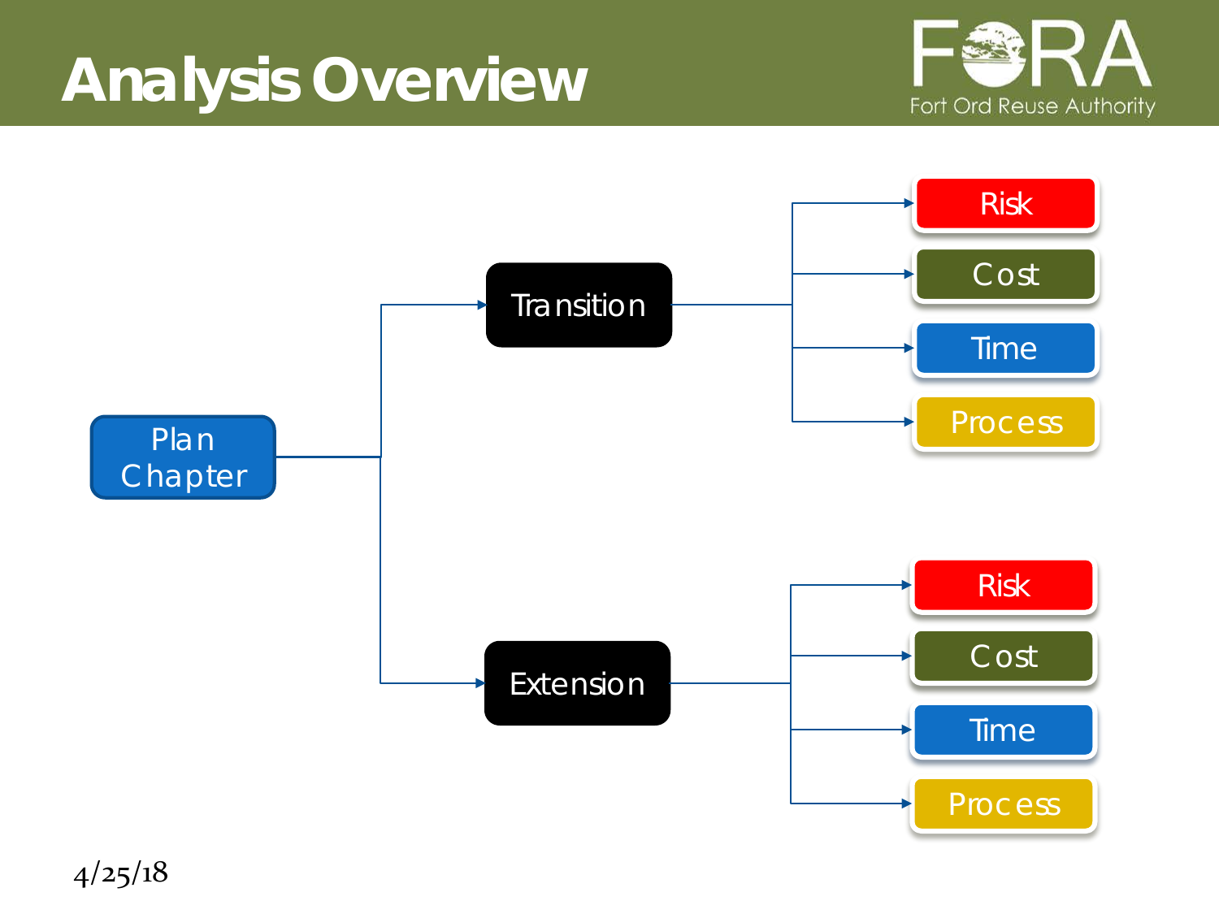# Analysis Overview

- Plan Chapter
  - Transition
    - Risk
    - Cost
    - Time
    - Process
  - Extension
    - Risk
    - Cost
    - Time
    - Process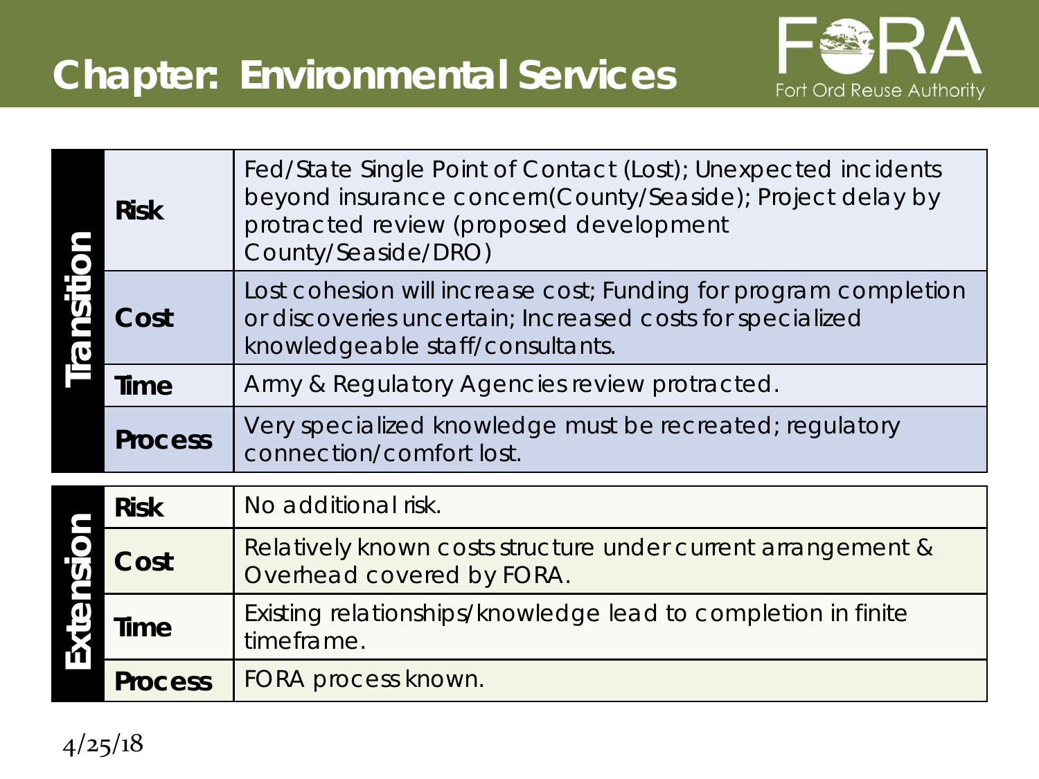# Chapter: Environmental Services

Fort Ord Reuse Authority

| | | |
|---|---|---|
| **Transition** | **Risk** | Fed/State Single Point of Contact (Lost); Unexpected incidents beyond insurance concern(County/Seaside); Project delay by protracted review (proposed development County/Seaside/DRO) |
| | **Cost** | Lost cohesion will increase cost; Funding for program completion or discoveries uncertain; Increased costs for specialized knowledgeable staff/consultants. |
| | **Time** | Army & Regulatory Agencies review protracted. |
| | **Process** | Very specialized knowledge must be recreated; regulatory connection/comfort lost. |
| **Extension** | **Risk** | No additional risk. |
| | **Cost** | Relatively known costs structure under current arrangement & Overhead covered by FORA. |
| | **Time** | Existing relationships/knowledge lead to completion in finite timeframe. |
| | **Process** | FORA process known. |

4/25/18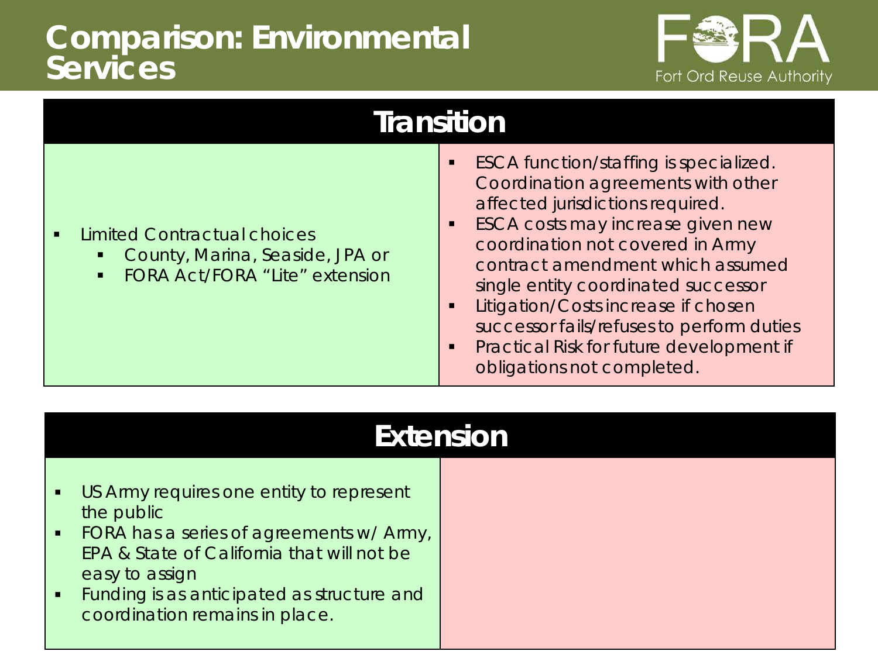# Comparison: Environmental Services

Fort Ord Reuse Authority

## Transition

| | |
|---|---|
| <ul><li>Limited Contractual choices<ul><li>County, Marina, Seaside, JPA or</li><li>FORA Act/FORA "Lite" extension</li></ul></li></ul> | <ul><li>ESCA function/staffing is specialized. Coordination agreements with other affected jurisdictions required.</li><li>ESCA costs may increase given new coordination not covered in Army contract amendment which assumed single entity coordinated successor</li><li>Litigation/Costs increase if chosen successor fails/refuses to perform duties</li><li>Practical Risk for future development if obligations not completed.</li></ul> |

## Extension

| | |
|---|---|
| <ul><li>US Army requires one entity to represent the public</li><li>FORA has a series of agreements w/ Army, EPA & State of California that will not be easy to assign</li><li>Funding is as anticipated as structure and coordination remains in place.</li></ul> | |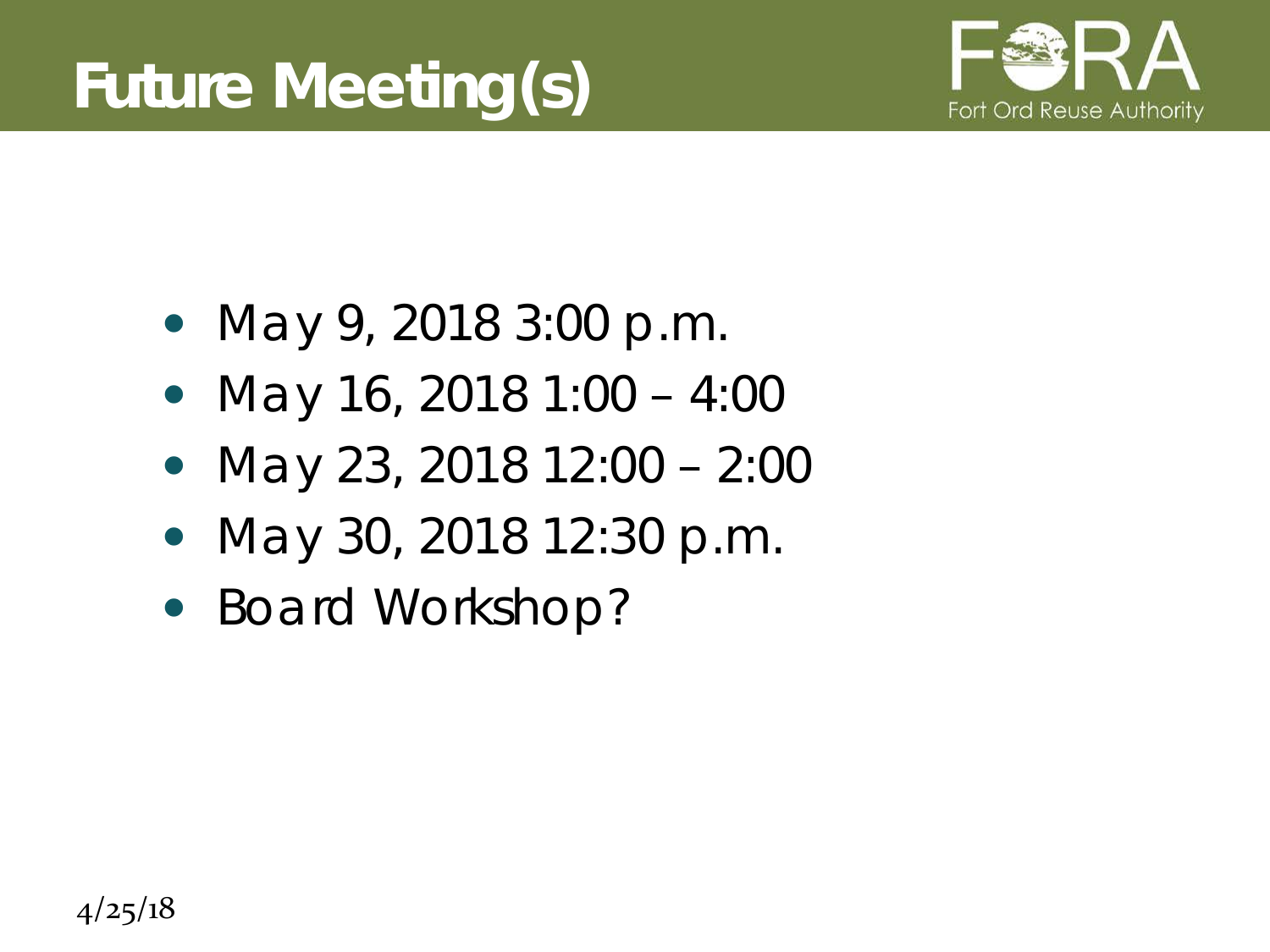# Future Meeting(s)

- May 9, 2018 3:00 p.m.
- May 16, 2018 1:00 – 4:00
- May 23, 2018 12:00 – 2:00
- May 30, 2018 12:30 p.m.
- Board Workshop?

4/25/18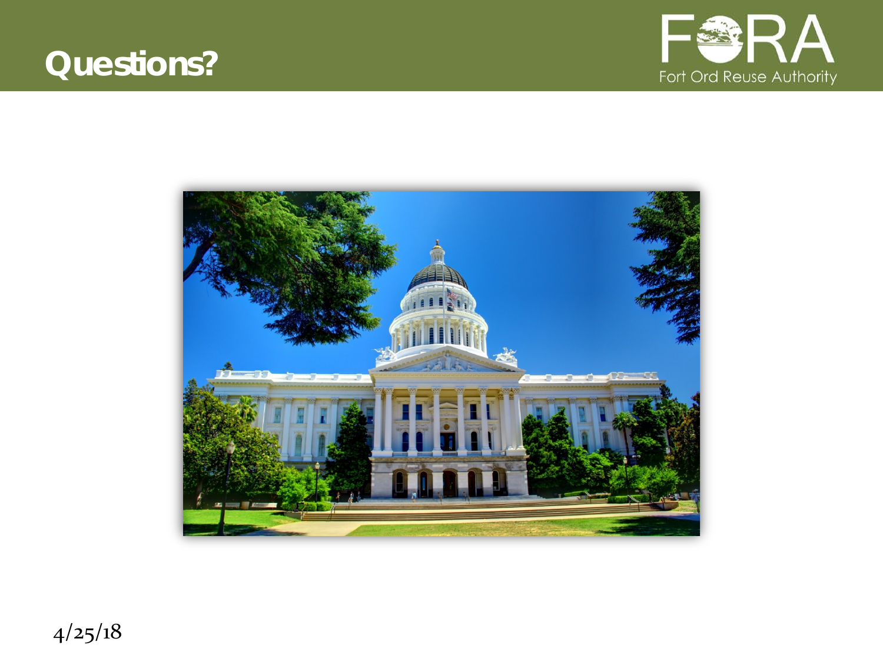# Questions?

Fort Ord Reuse Authority

4/25/18